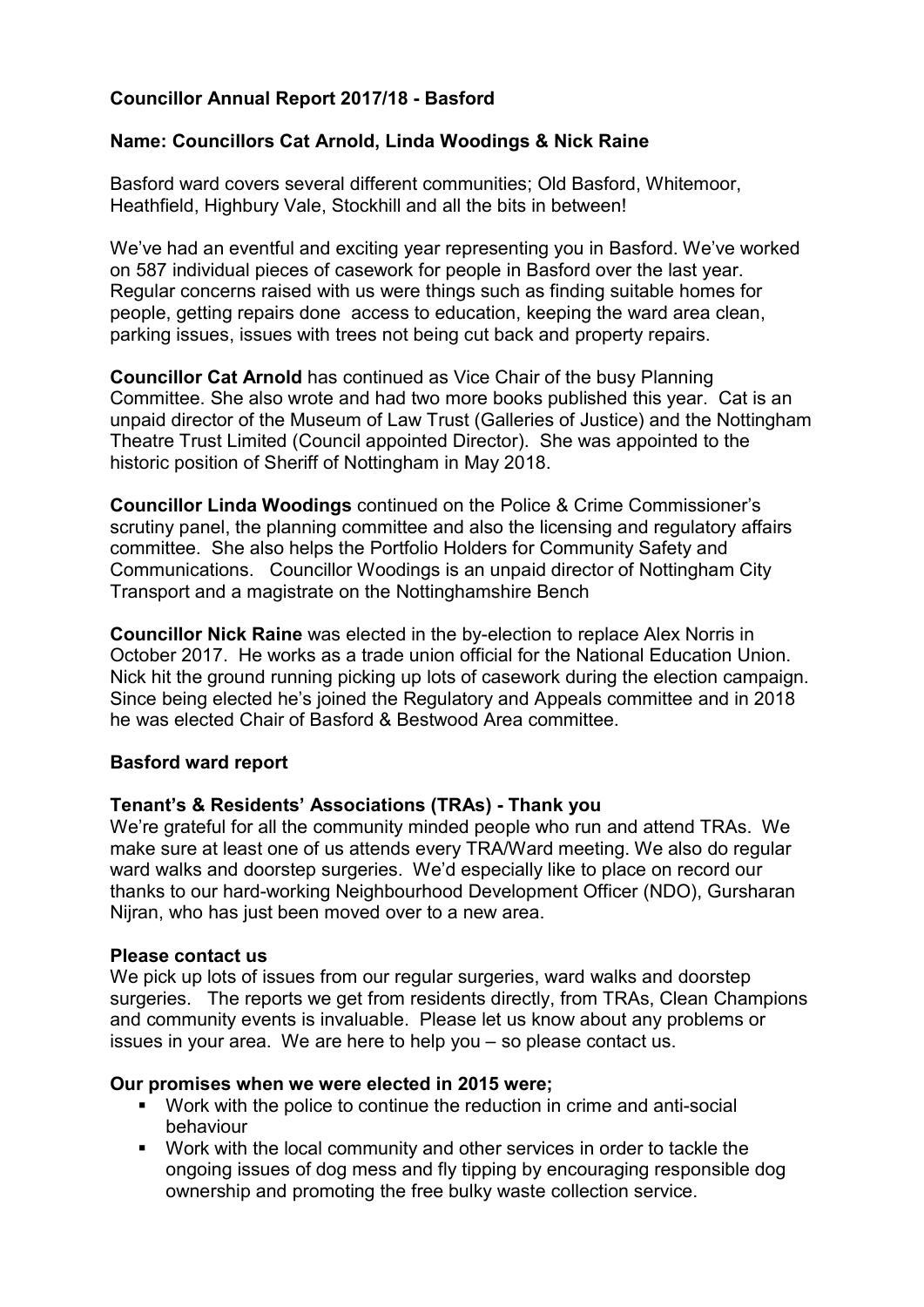**Councillor Annual Report 2017/18 - Basford**

**Name: Councillors Cat Arnold, Linda Woodings & Nick Raine**

Basford ward covers several different communities; Old Basford, Whitemoor, Heathfield, Highbury Vale, Stockhill and all the bits in between!

We've had an eventful and exciting year representing you in Basford. We've worked on 587 individual pieces of casework for people in Basford over the last year. Regular concerns raised with us were things such as finding suitable homes for people, getting repairs done access to education, keeping the ward area clean, parking issues, issues with trees not being cut back and property repairs.

**Councillor Cat Arnold** has continued as Vice Chair of the busy Planning Committee. She also wrote and had two more books published this year. Cat is an unpaid director of the Museum of Law Trust (Galleries of Justice) and the Nottingham Theatre Trust Limited (Council appointed Director). She was appointed to the historic position of Sheriff of Nottingham in May 2018.

**Councillor Linda Woodings** continued on the Police & Crime Commissioner's scrutiny panel, the planning committee and also the licensing and regulatory affairs committee. She also helps the Portfolio Holders for Community Safety and Communications. Councillor Woodings is an unpaid director of Nottingham City Transport and a magistrate on the Nottinghamshire Bench

**Councillor Nick Raine** was elected in the by-election to replace Alex Norris in October 2017. He works as a trade union official for the National Education Union. Nick hit the ground running picking up lots of casework during the election campaign. Since being elected he's joined the Regulatory and Appeals committee and in 2018 he was elected Chair of Basford & Bestwood Area committee.

**Basford ward report**

**Tenant's & Residents' Associations (TRAs) - Thank you**

We're grateful for all the community minded people who run and attend TRAs. We make sure at least one of us attends every TRA/Ward meeting. We also do regular ward walks and doorstep surgeries. We'd especially like to place on record our thanks to our hard-working Neighbourhood Development Officer (NDO), Gursharan Nijran, who has just been moved over to a new area.

**Please contact us**

We pick up lots of issues from our regular surgeries, ward walks and doorstep surgeries. The reports we get from residents directly, from TRAs, Clean Champions and community events is invaluable. Please let us know about any problems or issues in your area. We are here to help you – so please contact us.

**Our promises when we were elected in 2015 were;**

- Work with the police to continue the reduction in crime and anti-social behaviour
- Work with the local community and other services in order to tackle the ongoing issues of dog mess and fly tipping by encouraging responsible dog ownership and promoting the free bulky waste collection service.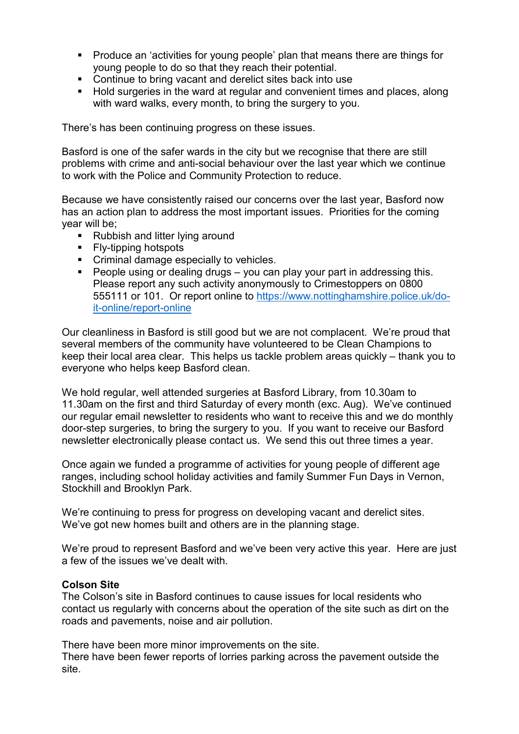- Produce an 'activities for young people' plan that means there are things for young people to do so that they reach their potential.
- Continue to bring vacant and derelict sites back into use
- Hold surgeries in the ward at regular and convenient times and places, along with ward walks, every month, to bring the surgery to you.

There's has been continuing progress on these issues.

Basford is one of the safer wards in the city but we recognise that there are still problems with crime and anti-social behaviour over the last year which we continue to work with the Police and Community Protection to reduce.

Because we have consistently raised our concerns over the last year, Basford now has an action plan to address the most important issues. Priorities for the coming year will be;

- Rubbish and litter lying around
- Fly-tipping hotspots
- Criminal damage especially to vehicles.
- People using or dealing drugs – you can play your part in addressing this. Please report any such activity anonymously to Crimestoppers on 0800 555111 or 101. Or report online to [https://www.nottinghamshire.police.uk/do-it-online/report-online](https://www.nottinghamshire.police.uk/do-it-online/report-online)

Our cleanliness in Basford is still good but we are not complacent. We're proud that several members of the community have volunteered to be Clean Champions to keep their local area clear. This helps us tackle problem areas quickly – thank you to everyone who helps keep Basford clean.

We hold regular, well attended surgeries at Basford Library, from 10.30am to 11.30am on the first and third Saturday of every month (exc. Aug). We've continued our regular email newsletter to residents who want to receive this and we do monthly door-step surgeries, to bring the surgery to you. If you want to receive our Basford newsletter electronically please contact us. We send this out three times a year.

Once again we funded a programme of activities for young people of different age ranges, including school holiday activities and family Summer Fun Days in Vernon, Stockhill and Brooklyn Park.

We're continuing to press for progress on developing vacant and derelict sites. We've got new homes built and others are in the planning stage.

We're proud to represent Basford and we've been very active this year. Here are just a few of the issues we've dealt with.

**Colson Site**
The Colson's site in Basford continues to cause issues for local residents who contact us regularly with concerns about the operation of the site such as dirt on the roads and pavements, noise and air pollution.

There have been more minor improvements on the site.
There have been fewer reports of lorries parking across the pavement outside the site.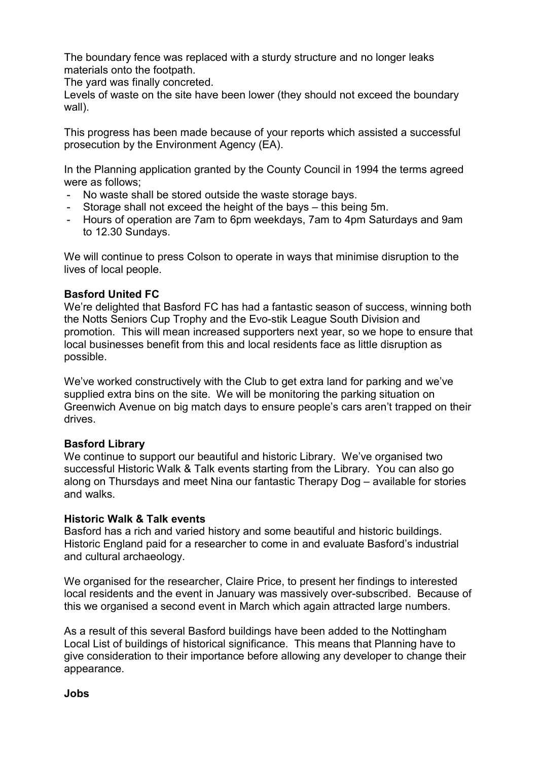The boundary fence was replaced with a sturdy structure and no longer leaks materials onto the footpath.
The yard was finally concreted.
Levels of waste on the site have been lower (they should not exceed the boundary wall).

This progress has been made because of your reports which assisted a successful prosecution by the Environment Agency (EA).

In the Planning application granted by the County Council in 1994 the terms agreed were as follows;

- No waste shall be stored outside the waste storage bays.
- Storage shall not exceed the height of the bays – this being 5m.
- Hours of operation are 7am to 6pm weekdays, 7am to 4pm Saturdays and 9am to 12.30 Sundays.

We will continue to press Colson to operate in ways that minimise disruption to the lives of local people.

**Basford United FC**

We're delighted that Basford FC has had a fantastic season of success, winning both the Notts Seniors Cup Trophy and the Evo-stik League South Division and promotion. This will mean increased supporters next year, so we hope to ensure that local businesses benefit from this and local residents face as little disruption as possible.

We've worked constructively with the Club to get extra land for parking and we've supplied extra bins on the site. We will be monitoring the parking situation on Greenwich Avenue on big match days to ensure people's cars aren't trapped on their drives.

**Basford Library**

We continue to support our beautiful and historic Library. We've organised two successful Historic Walk & Talk events starting from the Library. You can also go along on Thursdays and meet Nina our fantastic Therapy Dog – available for stories and walks.

**Historic Walk & Talk events**

Basford has a rich and varied history and some beautiful and historic buildings. Historic England paid for a researcher to come in and evaluate Basford's industrial and cultural archaeology.

We organised for the researcher, Claire Price, to present her findings to interested local residents and the event in January was massively over-subscribed. Because of this we organised a second event in March which again attracted large numbers.

As a result of this several Basford buildings have been added to the Nottingham Local List of buildings of historical significance. This means that Planning have to give consideration to their importance before allowing any developer to change their appearance.

**Jobs**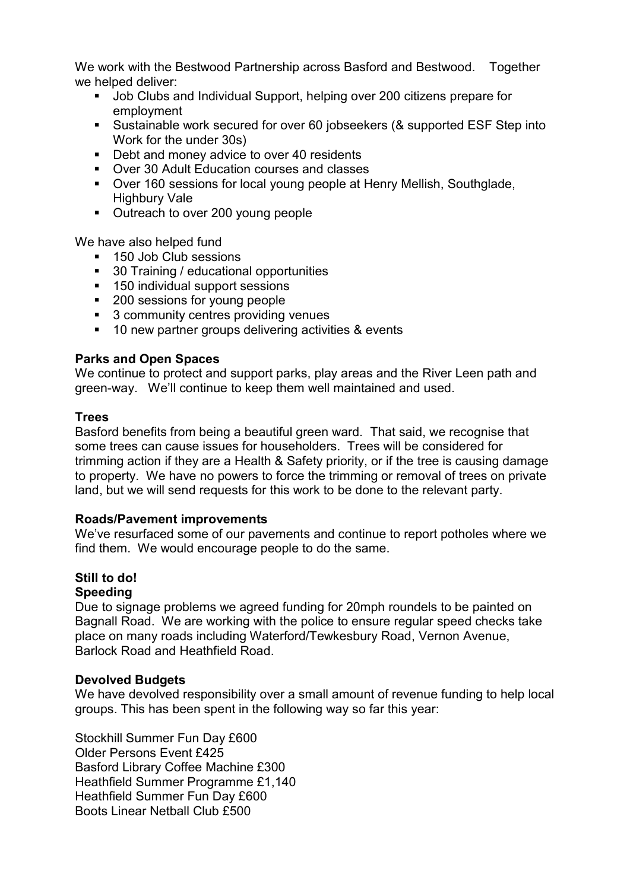We work with the Bestwood Partnership across Basford and Bestwood. Together we helped deliver:

- Job Clubs and Individual Support, helping over 200 citizens prepare for employment
- Sustainable work secured for over 60 jobseekers (& supported ESF Step into Work for the under 30s)
- Debt and money advice to over 40 residents
- Over 30 Adult Education courses and classes
- Over 160 sessions for local young people at Henry Mellish, Southglade, Highbury Vale
- Outreach to over 200 young people

We have also helped fund

- 150 Job Club sessions
- 30 Training / educational opportunities
- 150 individual support sessions
- 200 sessions for young people
- 3 community centres providing venues
- 10 new partner groups delivering activities & events

**Parks and Open Spaces**
We continue to protect and support parks, play areas and the River Leen path and green-way. We'll continue to keep them well maintained and used.

**Trees**
Basford benefits from being a beautiful green ward. That said, we recognise that some trees can cause issues for householders. Trees will be considered for trimming action if they are a Health & Safety priority, or if the tree is causing damage to property. We have no powers to force the trimming or removal of trees on private land, but we will send requests for this work to be done to the relevant party.

**Roads/Pavement improvements**
We've resurfaced some of our pavements and continue to report potholes where we find them. We would encourage people to do the same.

**Still to do!**

**Speeding**
Due to signage problems we agreed funding for 20mph roundels to be painted on Bagnall Road. We are working with the police to ensure regular speed checks take place on many roads including Waterford/Tewkesbury Road, Vernon Avenue, Barlock Road and Heathfield Road.

**Devolved Budgets**
We have devolved responsibility over a small amount of revenue funding to help local groups. This has been spent in the following way so far this year:

Stockhill Summer Fun Day £600
Older Persons Event £425
Basford Library Coffee Machine £300
Heathfield Summer Programme £1,140
Heathfield Summer Fun Day £600
Boots Linear Netball Club £500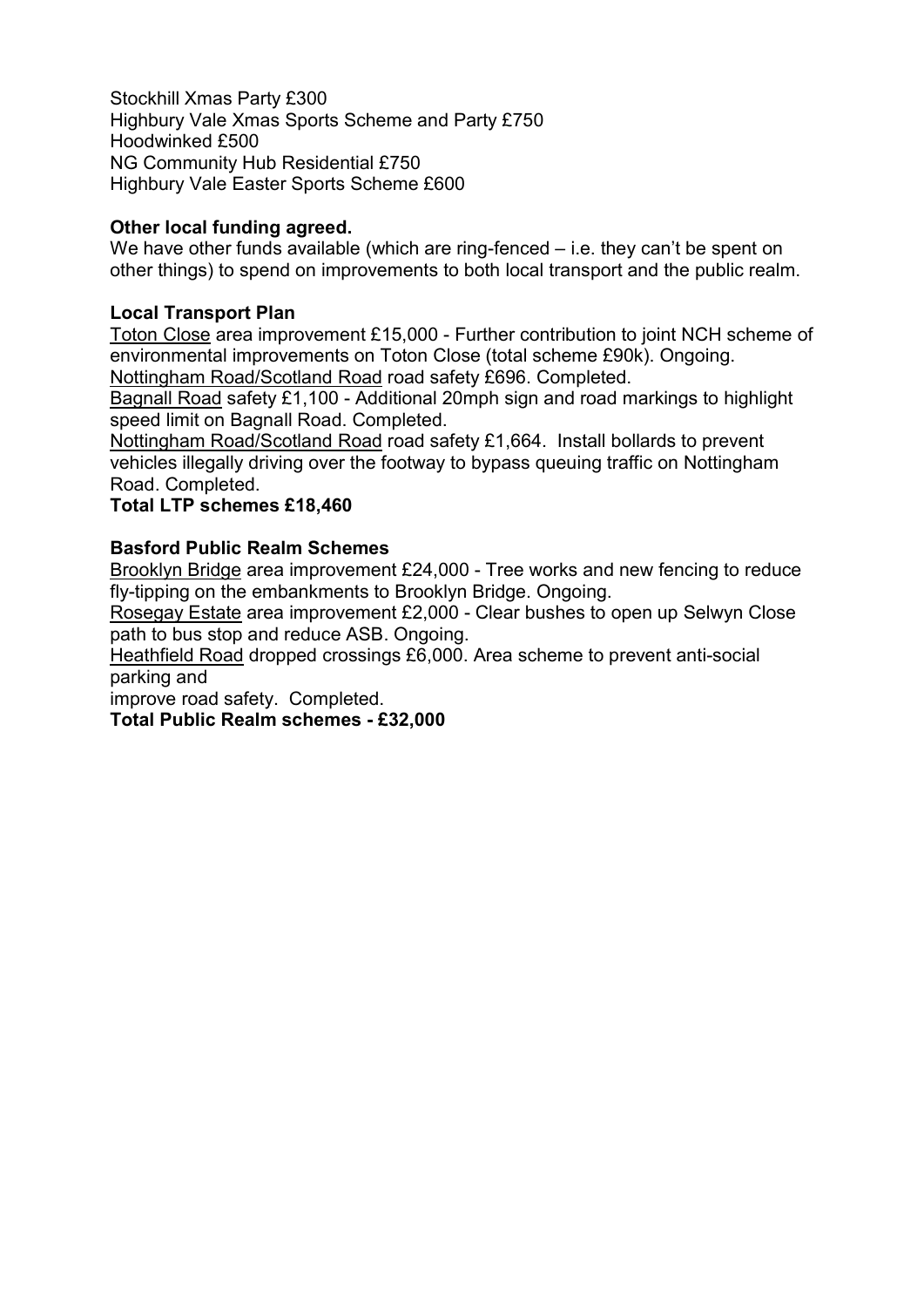Stockhill Xmas Party £300
Highbury Vale Xmas Sports Scheme and Party £750
Hoodwinked £500
NG Community Hub Residential £750
Highbury Vale Easter Sports Scheme £600

**Other local funding agreed.**
We have other funds available (which are ring-fenced – i.e. they can't be spent on other things) to spend on improvements to both local transport and the public realm.

**Local Transport Plan**
<u>Toton Close</u> area improvement £15,000 - Further contribution to joint NCH scheme of environmental improvements on Toton Close (total scheme £90k). Ongoing.
<u>Nottingham Road/Scotland Road</u> road safety £696. Completed.
<u>Bagnall Road</u> safety £1,100 - Additional 20mph sign and road markings to highlight speed limit on Bagnall Road. Completed.
<u>Nottingham Road/Scotland Road</u> road safety £1,664. Install bollards to prevent vehicles illegally driving over the footway to bypass queuing traffic on Nottingham Road. Completed.
**Total LTP schemes £18,460**

**Basford Public Realm Schemes**
<u>Brooklyn Bridge</u> area improvement £24,000 - Tree works and new fencing to reduce fly-tipping on the embankments to Brooklyn Bridge. Ongoing.
<u>Rosegay Estate</u> area improvement £2,000 - Clear bushes to open up Selwyn Close path to bus stop and reduce ASB. Ongoing.
<u>Heathfield Road</u> dropped crossings £6,000. Area scheme to prevent anti-social parking and
improve road safety. Completed.
**Total Public Realm schemes - £32,000**